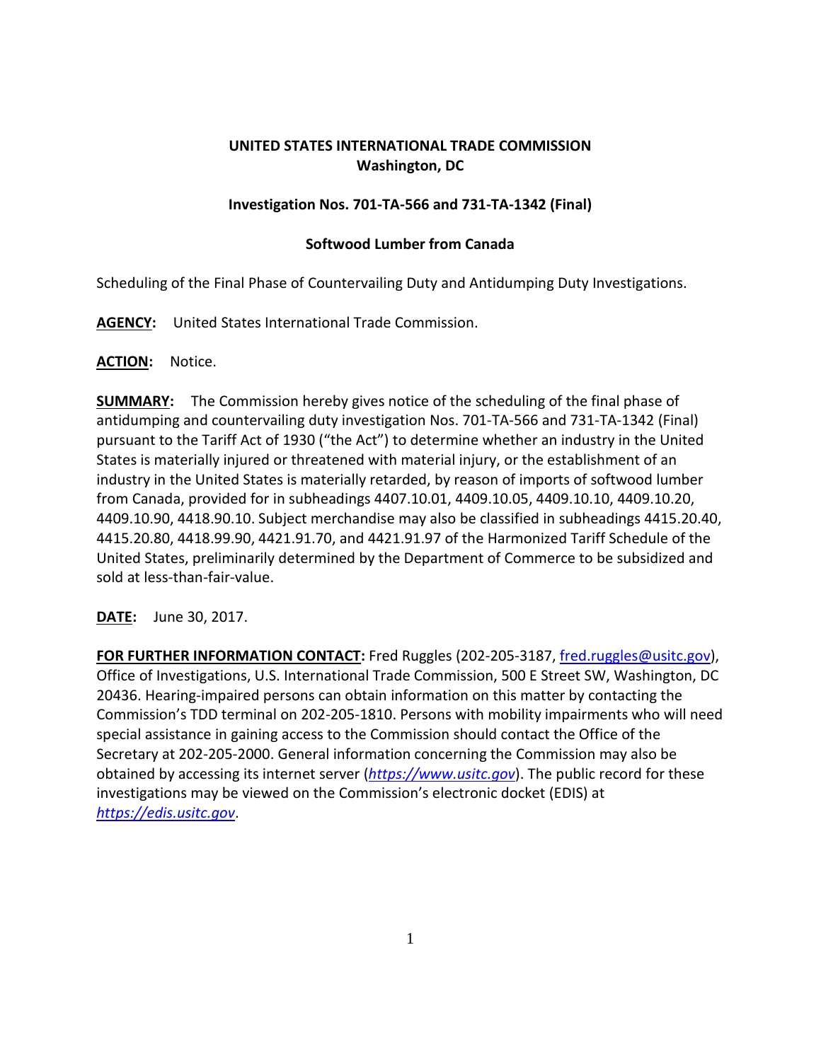**UNITED STATES INTERNATIONAL TRADE COMMISSION**
**Washington, DC**

**Investigation Nos. 701-TA-566 and 731-TA-1342 (Final)**

**Softwood Lumber from Canada**

Scheduling of the Final Phase of Countervailing Duty and Antidumping Duty Investigations.

**AGENCY:** United States International Trade Commission.

**ACTION:** Notice.

**SUMMARY:** The Commission hereby gives notice of the scheduling of the final phase of antidumping and countervailing duty investigation Nos. 701-TA-566 and 731-TA-1342 (Final) pursuant to the Tariff Act of 1930 ("the Act") to determine whether an industry in the United States is materially injured or threatened with material injury, or the establishment of an industry in the United States is materially retarded, by reason of imports of softwood lumber from Canada, provided for in subheadings 4407.10.01, 4409.10.05, 4409.10.10, 4409.10.20, 4409.10.90, 4418.90.10. Subject merchandise may also be classified in subheadings 4415.20.40, 4415.20.80, 4418.99.90, 4421.91.70, and 4421.91.97 of the Harmonized Tariff Schedule of the United States, preliminarily determined by the Department of Commerce to be subsidized and sold at less-than-fair-value.

**DATE:** June 30, 2017.

**FOR FURTHER INFORMATION CONTACT:** Fred Ruggles (202-205-3187, fred.ruggles@usitc.gov), Office of Investigations, U.S. International Trade Commission, 500 E Street SW, Washington, DC 20436. Hearing-impaired persons can obtain information on this matter by contacting the Commission's TDD terminal on 202-205-1810. Persons with mobility impairments who will need special assistance in gaining access to the Commission should contact the Office of the Secretary at 202-205-2000. General information concerning the Commission may also be obtained by accessing its internet server (*https://www.usitc.gov*). The public record for these investigations may be viewed on the Commission's electronic docket (EDIS) at *https://edis.usitc.gov*.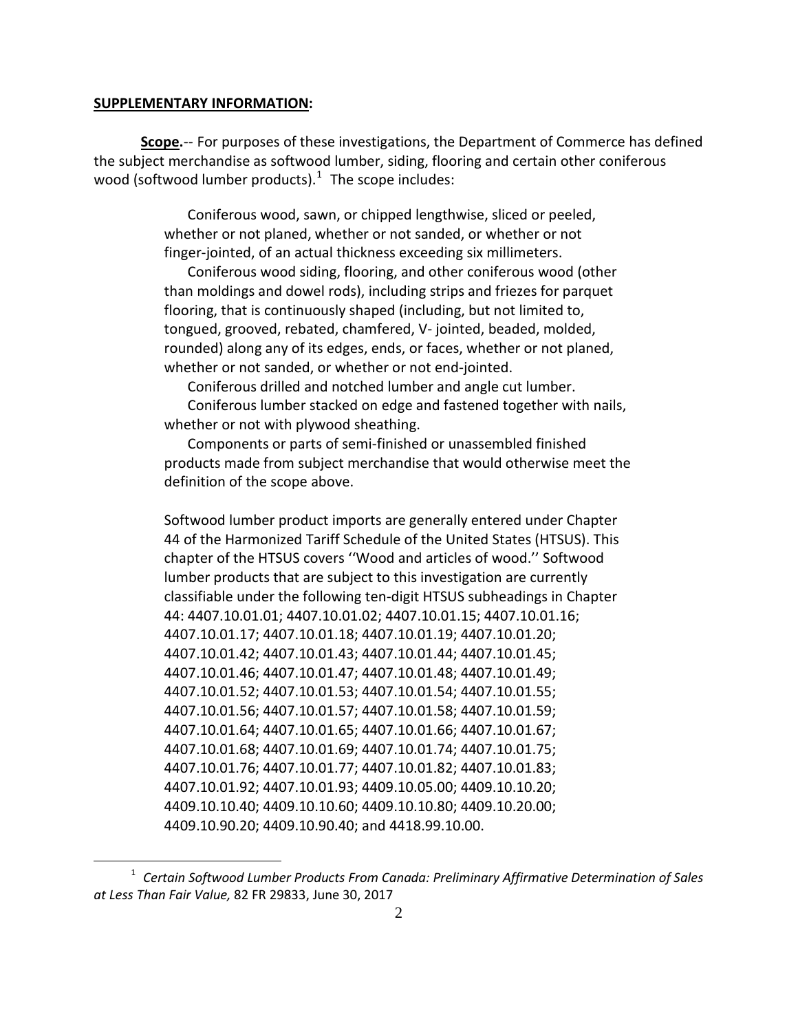**SUPPLEMENTARY INFORMATION:**

**Scope.**-- For purposes of these investigations, the Department of Commerce has defined the subject merchandise as softwood lumber, siding, flooring and certain other coniferous wood (softwood lumber products).[1] The scope includes:

> Coniferous wood, sawn, or chipped lengthwise, sliced or peeled, whether or not planed, whether or not sanded, or whether or not finger-jointed, of an actual thickness exceeding six millimeters.
>
> Coniferous wood siding, flooring, and other coniferous wood (other than moldings and dowel rods), including strips and friezes for parquet flooring, that is continuously shaped (including, but not limited to, tongued, grooved, rebated, chamfered, V- jointed, beaded, molded, rounded) along any of its edges, ends, or faces, whether or not planed, whether or not sanded, or whether or not end-jointed.
>
> Coniferous drilled and notched lumber and angle cut lumber.
>
> Coniferous lumber stacked on edge and fastened together with nails, whether or not with plywood sheathing.
>
> Components or parts of semi-finished or unassembled finished products made from subject merchandise that would otherwise meet the definition of the scope above.
>
> Softwood lumber product imports are generally entered under Chapter 44 of the Harmonized Tariff Schedule of the United States (HTSUS). This chapter of the HTSUS covers ''Wood and articles of wood.'' Softwood lumber products that are subject to this investigation are currently classifiable under the following ten-digit HTSUS subheadings in Chapter 44: 4407.10.01.01; 4407.10.01.02; 4407.10.01.15; 4407.10.01.16; 4407.10.01.17; 4407.10.01.18; 4407.10.01.19; 4407.10.01.20; 4407.10.01.42; 4407.10.01.43; 4407.10.01.44; 4407.10.01.45; 4407.10.01.46; 4407.10.01.47; 4407.10.01.48; 4407.10.01.49; 4407.10.01.52; 4407.10.01.53; 4407.10.01.54; 4407.10.01.55; 4407.10.01.56; 4407.10.01.57; 4407.10.01.58; 4407.10.01.59; 4407.10.01.64; 4407.10.01.65; 4407.10.01.66; 4407.10.01.67; 4407.10.01.68; 4407.10.01.69; 4407.10.01.74; 4407.10.01.75; 4407.10.01.76; 4407.10.01.77; 4407.10.01.82; 4407.10.01.83; 4407.10.01.92; 4407.10.01.93; 4409.10.05.00; 4409.10.10.20; 4409.10.10.40; 4409.10.10.60; 4409.10.10.80; 4409.10.20.00; 4409.10.90.20; 4409.10.90.40; and 4418.99.10.00.

---

[1] *Certain Softwood Lumber Products From Canada: Preliminary Affirmative Determination of Sales at Less Than Fair Value,* 82 FR 29833, June 30, 2017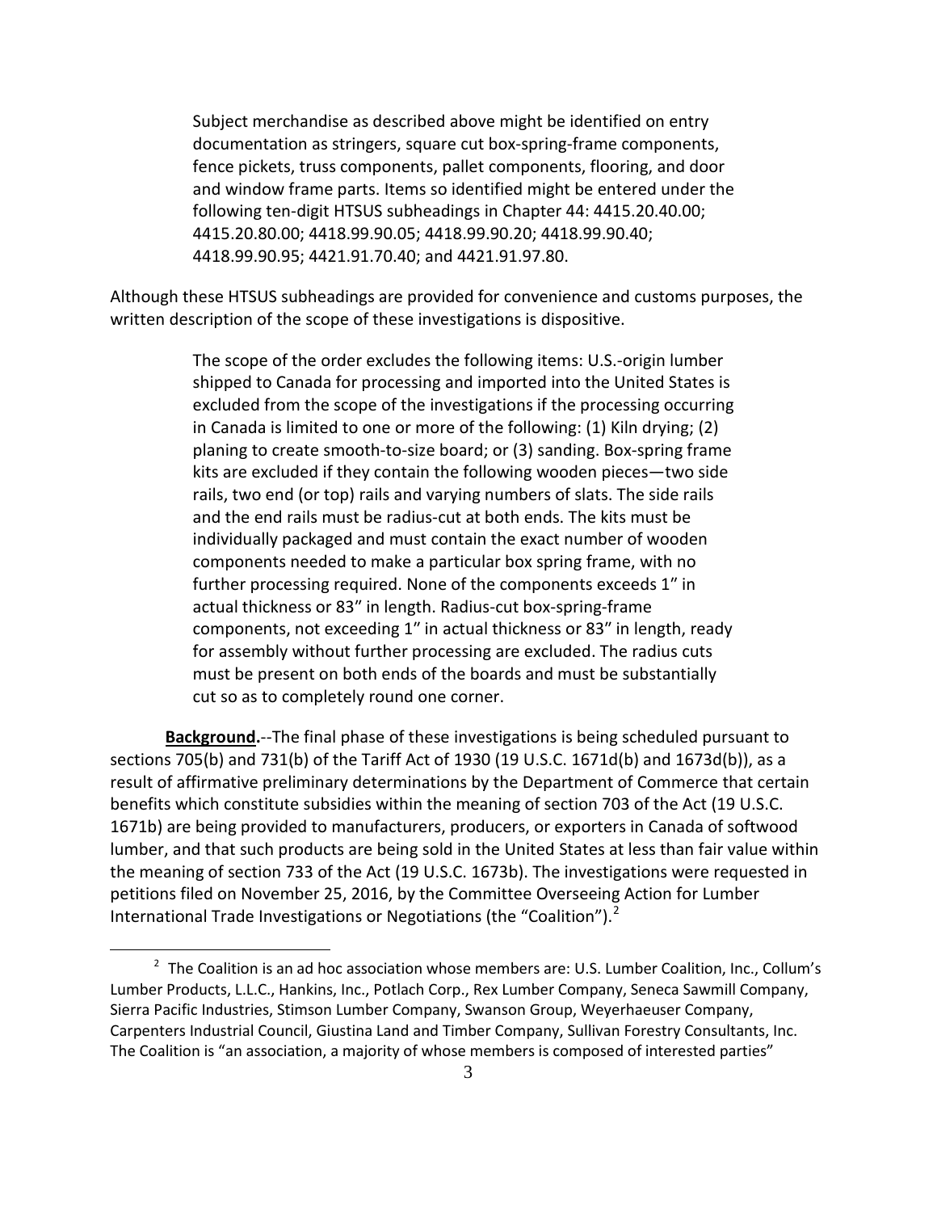> Subject merchandise as described above might be identified on entry documentation as stringers, square cut box-spring-frame components, fence pickets, truss components, pallet components, flooring, and door and window frame parts. Items so identified might be entered under the following ten-digit HTSUS subheadings in Chapter 44: 4415.20.40.00; 4415.20.80.00; 4418.99.90.05; 4418.99.90.20; 4418.99.90.40; 4418.99.90.95; 4421.91.70.40; and 4421.91.97.80.

Although these HTSUS subheadings are provided for convenience and customs purposes, the written description of the scope of these investigations is dispositive.

> The scope of the order excludes the following items: U.S.-origin lumber shipped to Canada for processing and imported into the United States is excluded from the scope of the investigations if the processing occurring in Canada is limited to one or more of the following: (1) Kiln drying; (2) planing to create smooth-to-size board; or (3) sanding. Box-spring frame kits are excluded if they contain the following wooden pieces—two side rails, two end (or top) rails and varying numbers of slats. The side rails and the end rails must be radius-cut at both ends. The kits must be individually packaged and must contain the exact number of wooden components needed to make a particular box spring frame, with no further processing required. None of the components exceeds 1" in actual thickness or 83" in length. Radius-cut box-spring-frame components, not exceeding 1" in actual thickness or 83" in length, ready for assembly without further processing are excluded. The radius cuts must be present on both ends of the boards and must be substantially cut so as to completely round one corner.

**Background.**--The final phase of these investigations is being scheduled pursuant to sections 705(b) and 731(b) of the Tariff Act of 1930 (19 U.S.C. 1671d(b) and 1673d(b)), as a result of affirmative preliminary determinations by the Department of Commerce that certain benefits which constitute subsidies within the meaning of section 703 of the Act (19 U.S.C. 1671b) are being provided to manufacturers, producers, or exporters in Canada of softwood lumber, and that such products are being sold in the United States at less than fair value within the meaning of section 733 of the Act (19 U.S.C. 1673b). The investigations were requested in petitions filed on November 25, 2016, by the Committee Overseeing Action for Lumber International Trade Investigations or Negotiations (the "Coalition").[2]

[2] The Coalition is an ad hoc association whose members are: U.S. Lumber Coalition, Inc., Collum's Lumber Products, L.L.C., Hankins, Inc., Potlach Corp., Rex Lumber Company, Seneca Sawmill Company, Sierra Pacific Industries, Stimson Lumber Company, Swanson Group, Weyerhaeuser Company, Carpenters Industrial Council, Giustina Land and Timber Company, Sullivan Forestry Consultants, Inc. The Coalition is "an association, a majority of whose members is composed of interested parties"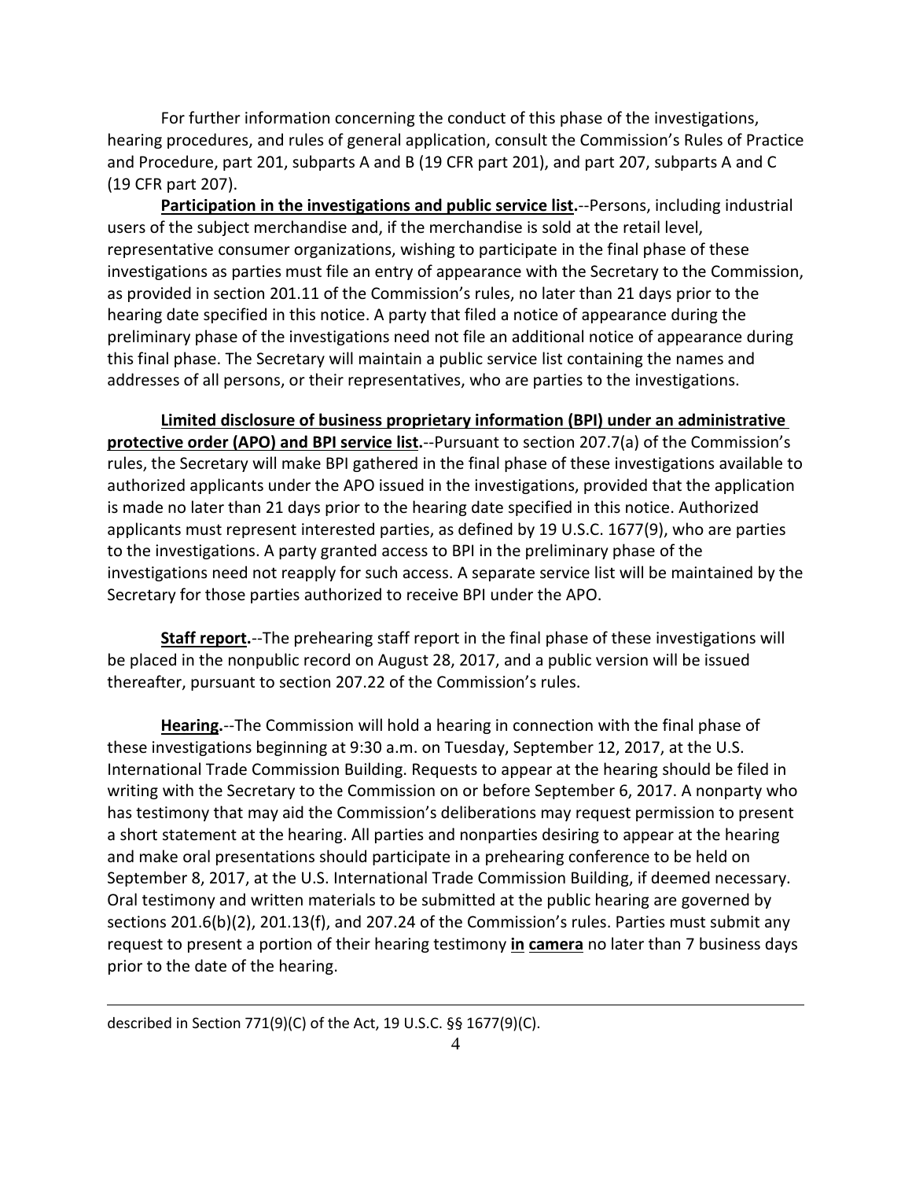For further information concerning the conduct of this phase of the investigations, hearing procedures, and rules of general application, consult the Commission's Rules of Practice and Procedure, part 201, subparts A and B (19 CFR part 201), and part 207, subparts A and C (19 CFR part 207).

**Participation in the investigations and public service list.**--Persons, including industrial users of the subject merchandise and, if the merchandise is sold at the retail level, representative consumer organizations, wishing to participate in the final phase of these investigations as parties must file an entry of appearance with the Secretary to the Commission, as provided in section 201.11 of the Commission's rules, no later than 21 days prior to the hearing date specified in this notice. A party that filed a notice of appearance during the preliminary phase of the investigations need not file an additional notice of appearance during this final phase. The Secretary will maintain a public service list containing the names and addresses of all persons, or their representatives, who are parties to the investigations.

**Limited disclosure of business proprietary information (BPI) under an administrative protective order (APO) and BPI service list.**--Pursuant to section 207.7(a) of the Commission's rules, the Secretary will make BPI gathered in the final phase of these investigations available to authorized applicants under the APO issued in the investigations, provided that the application is made no later than 21 days prior to the hearing date specified in this notice. Authorized applicants must represent interested parties, as defined by 19 U.S.C. 1677(9), who are parties to the investigations. A party granted access to BPI in the preliminary phase of the investigations need not reapply for such access. A separate service list will be maintained by the Secretary for those parties authorized to receive BPI under the APO.

**Staff report.**--The prehearing staff report in the final phase of these investigations will be placed in the nonpublic record on August 28, 2017, and a public version will be issued thereafter, pursuant to section 207.22 of the Commission's rules.

**Hearing.**--The Commission will hold a hearing in connection with the final phase of these investigations beginning at 9:30 a.m. on Tuesday, September 12, 2017, at the U.S. International Trade Commission Building. Requests to appear at the hearing should be filed in writing with the Secretary to the Commission on or before September 6, 2017. A nonparty who has testimony that may aid the Commission's deliberations may request permission to present a short statement at the hearing. All parties and nonparties desiring to appear at the hearing and make oral presentations should participate in a prehearing conference to be held on September 8, 2017, at the U.S. International Trade Commission Building, if deemed necessary. Oral testimony and written materials to be submitted at the public hearing are governed by sections 201.6(b)(2), 201.13(f), and 207.24 of the Commission's rules. Parties must submit any request to present a portion of their hearing testimony ***in camera*** no later than 7 business days prior to the date of the hearing.

---

described in Section 771(9)(C) of the Act, 19 U.S.C. §§ 1677(9)(C).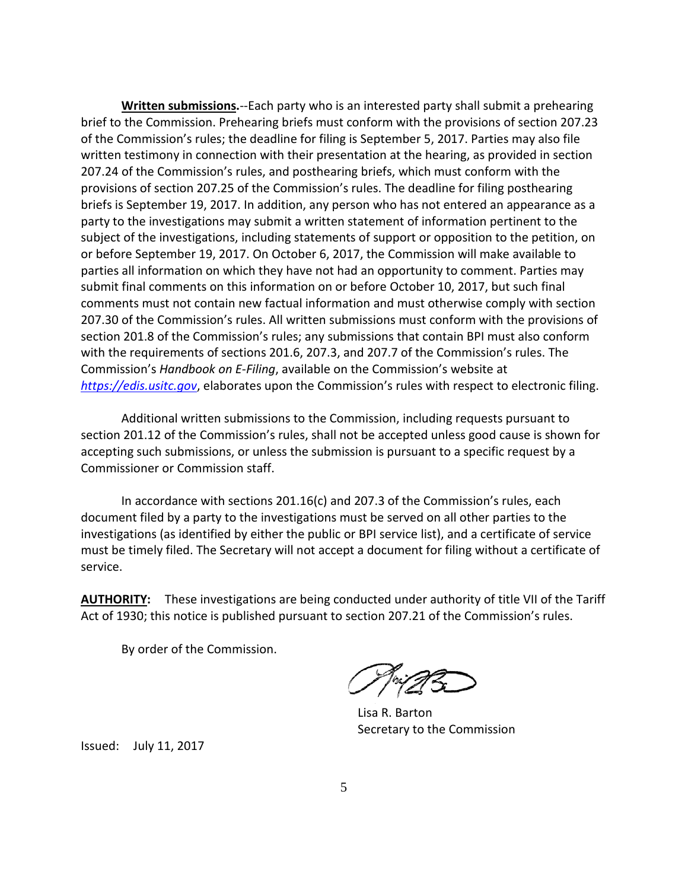**Written submissions.**--Each party who is an interested party shall submit a prehearing brief to the Commission. Prehearing briefs must conform with the provisions of section 207.23 of the Commission's rules; the deadline for filing is September 5, 2017. Parties may also file written testimony in connection with their presentation at the hearing, as provided in section 207.24 of the Commission's rules, and posthearing briefs, which must conform with the provisions of section 207.25 of the Commission's rules. The deadline for filing posthearing briefs is September 19, 2017. In addition, any person who has not entered an appearance as a party to the investigations may submit a written statement of information pertinent to the subject of the investigations, including statements of support or opposition to the petition, on or before September 19, 2017. On October 6, 2017, the Commission will make available to parties all information on which they have not had an opportunity to comment. Parties may submit final comments on this information on or before October 10, 2017, but such final comments must not contain new factual information and must otherwise comply with section 207.30 of the Commission's rules. All written submissions must conform with the provisions of section 201.8 of the Commission's rules; any submissions that contain BPI must also conform with the requirements of sections 201.6, 207.3, and 207.7 of the Commission's rules. The Commission's *Handbook on E-Filing*, available on the Commission's website at *https://edis.usitc.gov*, elaborates upon the Commission's rules with respect to electronic filing.

Additional written submissions to the Commission, including requests pursuant to section 201.12 of the Commission's rules, shall not be accepted unless good cause is shown for accepting such submissions, or unless the submission is pursuant to a specific request by a Commissioner or Commission staff.

In accordance with sections 201.16(c) and 207.3 of the Commission's rules, each document filed by a party to the investigations must be served on all other parties to the investigations (as identified by either the public or BPI service list), and a certificate of service must be timely filed. The Secretary will not accept a document for filing without a certificate of service.

**AUTHORITY:** These investigations are being conducted under authority of title VII of the Tariff Act of 1930; this notice is published pursuant to section 207.21 of the Commission's rules.

By order of the Commission.

Lisa R. Barton
Secretary to the Commission

Issued: July 11, 2017